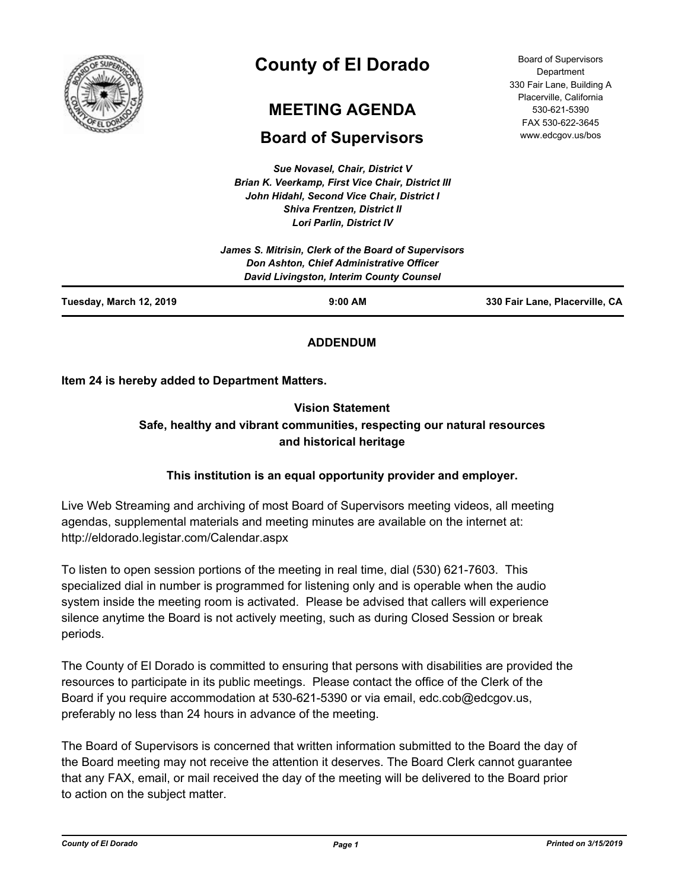# County of El Dorado

## MEETING AGENDA

## Board of Supervisors

Board of Supervisors Department
330 Fair Lane, Building A
Placerville, California
530-621-5390
FAX 530-622-3645
www.edcgov.us/bos

***Sue Novasel, Chair, District V***
***Brian K. Veerkamp, First Vice Chair, District III***
***John Hidahl, Second Vice Chair, District I***
***Shiva Frentzen, District II***
***Lori Parlin, District IV***

***James S. Mitrisin, Clerk of the Board of Supervisors***
***Don Ashton, Chief Administrative Officer***
***David Livingston, Interim County Counsel***

**Tuesday, March 12, 2019** | **9:00 AM** | **330 Fair Lane, Placerville, CA**

**ADDENDUM**

**Item 24 is hereby added to Department Matters.**

**Vision Statement**
**Safe, healthy and vibrant communities, respecting our natural resources and historical heritage**

**This institution is an equal opportunity provider and employer.**

Live Web Streaming and archiving of most Board of Supervisors meeting videos, all meeting agendas, supplemental materials and meeting minutes are available on the internet at: http://eldorado.legistar.com/Calendar.aspx

To listen to open session portions of the meeting in real time, dial (530) 621-7603. This specialized dial in number is programmed for listening only and is operable when the audio system inside the meeting room is activated. Please be advised that callers will experience silence anytime the Board is not actively meeting, such as during Closed Session or break periods.

The County of El Dorado is committed to ensuring that persons with disabilities are provided the resources to participate in its public meetings. Please contact the office of the Clerk of the Board if you require accommodation at 530-621-5390 or via email, edc.cob@edcgov.us, preferably no less than 24 hours in advance of the meeting.

The Board of Supervisors is concerned that written information submitted to the Board the day of the Board meeting may not receive the attention it deserves. The Board Clerk cannot guarantee that any FAX, email, or mail received the day of the meeting will be delivered to the Board prior to action on the subject matter.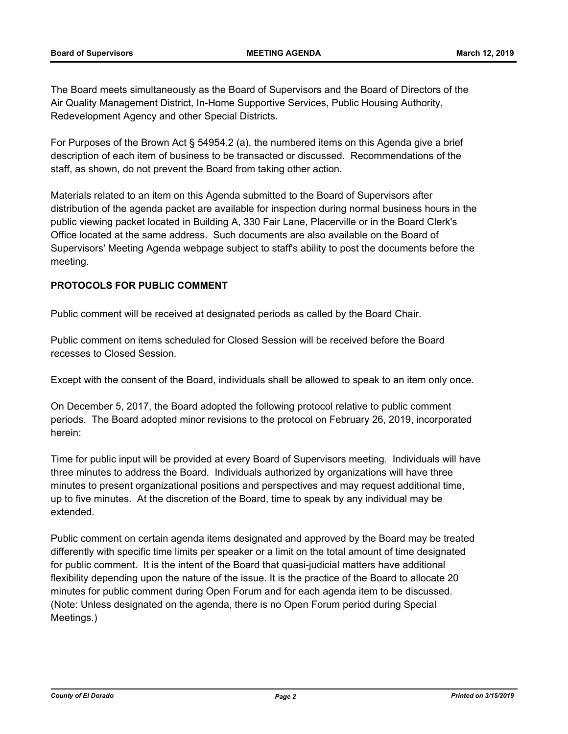The Board meets simultaneously as the Board of Supervisors and the Board of Directors of the Air Quality Management District, In-Home Supportive Services, Public Housing Authority, Redevelopment Agency and other Special Districts.

For Purposes of the Brown Act § 54954.2 (a), the numbered items on this Agenda give a brief description of each item of business to be transacted or discussed. Recommendations of the staff, as shown, do not prevent the Board from taking other action.

Materials related to an item on this Agenda submitted to the Board of Supervisors after distribution of the agenda packet are available for inspection during normal business hours in the public viewing packet located in Building A, 330 Fair Lane, Placerville or in the Board Clerk's Office located at the same address. Such documents are also available on the Board of Supervisors' Meeting Agenda webpage subject to staff's ability to post the documents before the meeting.

**PROTOCOLS FOR PUBLIC COMMENT**

Public comment will be received at designated periods as called by the Board Chair.

Public comment on items scheduled for Closed Session will be received before the Board recesses to Closed Session.

Except with the consent of the Board, individuals shall be allowed to speak to an item only once.

On December 5, 2017, the Board adopted the following protocol relative to public comment periods. The Board adopted minor revisions to the protocol on February 26, 2019, incorporated herein:

Time for public input will be provided at every Board of Supervisors meeting. Individuals will have three minutes to address the Board. Individuals authorized by organizations will have three minutes to present organizational positions and perspectives and may request additional time, up to five minutes. At the discretion of the Board, time to speak by any individual may be extended.

Public comment on certain agenda items designated and approved by the Board may be treated differently with specific time limits per speaker or a limit on the total amount of time designated for public comment. It is the intent of the Board that quasi-judicial matters have additional flexibility depending upon the nature of the issue. It is the practice of the Board to allocate 20 minutes for public comment during Open Forum and for each agenda item to be discussed. (Note: Unless designated on the agenda, there is no Open Forum period during Special Meetings.)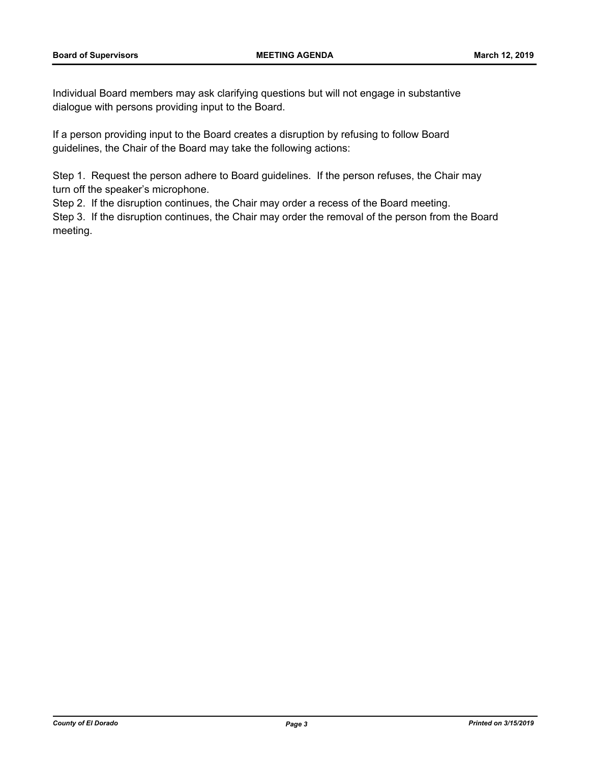Individual Board members may ask clarifying questions but will not engage in substantive dialogue with persons providing input to the Board.

If a person providing input to the Board creates a disruption by refusing to follow Board guidelines, the Chair of the Board may take the following actions:

Step 1. Request the person adhere to Board guidelines. If the person refuses, the Chair may turn off the speaker's microphone.
Step 2. If the disruption continues, the Chair may order a recess of the Board meeting.
Step 3. If the disruption continues, the Chair may order the removal of the person from the Board meeting.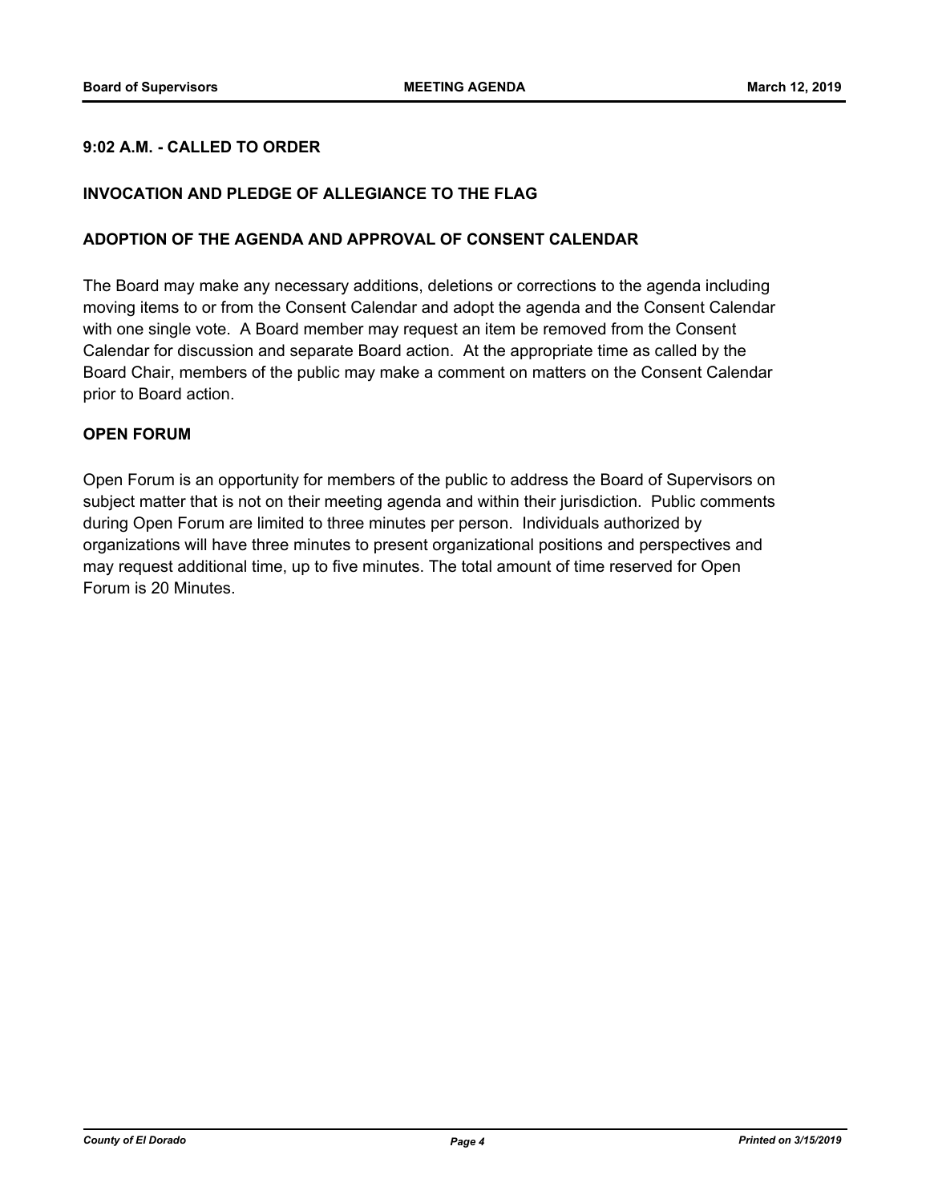### 9:02 A.M. - CALLED TO ORDER

### INVOCATION AND PLEDGE OF ALLEGIANCE TO THE FLAG

### ADOPTION OF THE AGENDA AND APPROVAL OF CONSENT CALENDAR

The Board may make any necessary additions, deletions or corrections to the agenda including moving items to or from the Consent Calendar and adopt the agenda and the Consent Calendar with one single vote. A Board member may request an item be removed from the Consent Calendar for discussion and separate Board action. At the appropriate time as called by the Board Chair, members of the public may make a comment on matters on the Consent Calendar prior to Board action.

### OPEN FORUM

Open Forum is an opportunity for members of the public to address the Board of Supervisors on subject matter that is not on their meeting agenda and within their jurisdiction. Public comments during Open Forum are limited to three minutes per person. Individuals authorized by organizations will have three minutes to present organizational positions and perspectives and may request additional time, up to five minutes. The total amount of time reserved for Open Forum is 20 Minutes.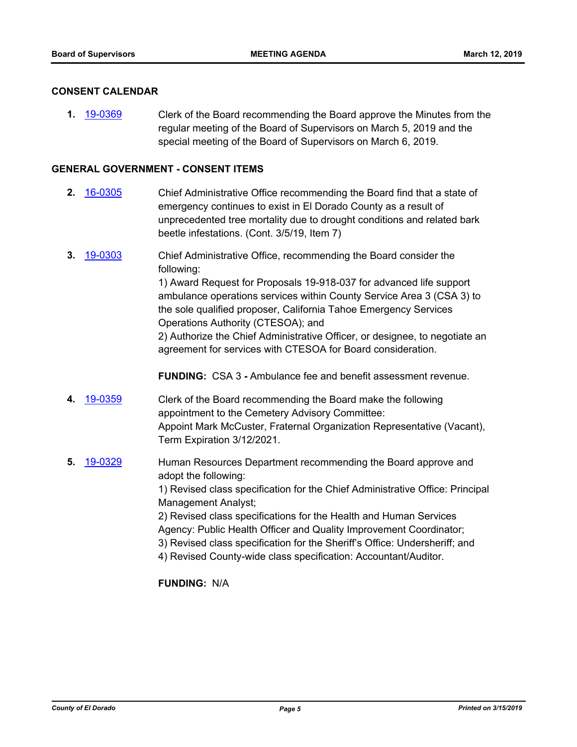## CONSENT CALENDAR

**1.** 19-0369 Clerk of the Board recommending the Board approve the Minutes from the regular meeting of the Board of Supervisors on March 5, 2019 and the special meeting of the Board of Supervisors on March 6, 2019.

## GENERAL GOVERNMENT - CONSENT ITEMS

**2.** 16-0305 Chief Administrative Office recommending the Board find that a state of emergency continues to exist in El Dorado County as a result of unprecedented tree mortality due to drought conditions and related bark beetle infestations. (Cont. 3/5/19, Item 7)

**3.** 19-0303 Chief Administrative Office, recommending the Board consider the following:
1) Award Request for Proposals 19-918-037 for advanced life support ambulance operations services within County Service Area 3 (CSA 3) to the sole qualified proposer, California Tahoe Emergency Services Operations Authority (CTESOA); and
2) Authorize the Chief Administrative Officer, or designee, to negotiate an agreement for services with CTESOA for Board consideration.

**FUNDING:** CSA 3 **-** Ambulance fee and benefit assessment revenue.

**4.** 19-0359 Clerk of the Board recommending the Board make the following appointment to the Cemetery Advisory Committee:
Appoint Mark McCuster, Fraternal Organization Representative (Vacant), Term Expiration 3/12/2021.

**5.** 19-0329 Human Resources Department recommending the Board approve and adopt the following:
1) Revised class specification for the Chief Administrative Office: Principal Management Analyst;
2) Revised class specifications for the Health and Human Services Agency: Public Health Officer and Quality Improvement Coordinator;
3) Revised class specification for the Sheriff's Office: Undersheriff; and
4) Revised County-wide class specification: Accountant/Auditor.

**FUNDING:** N/A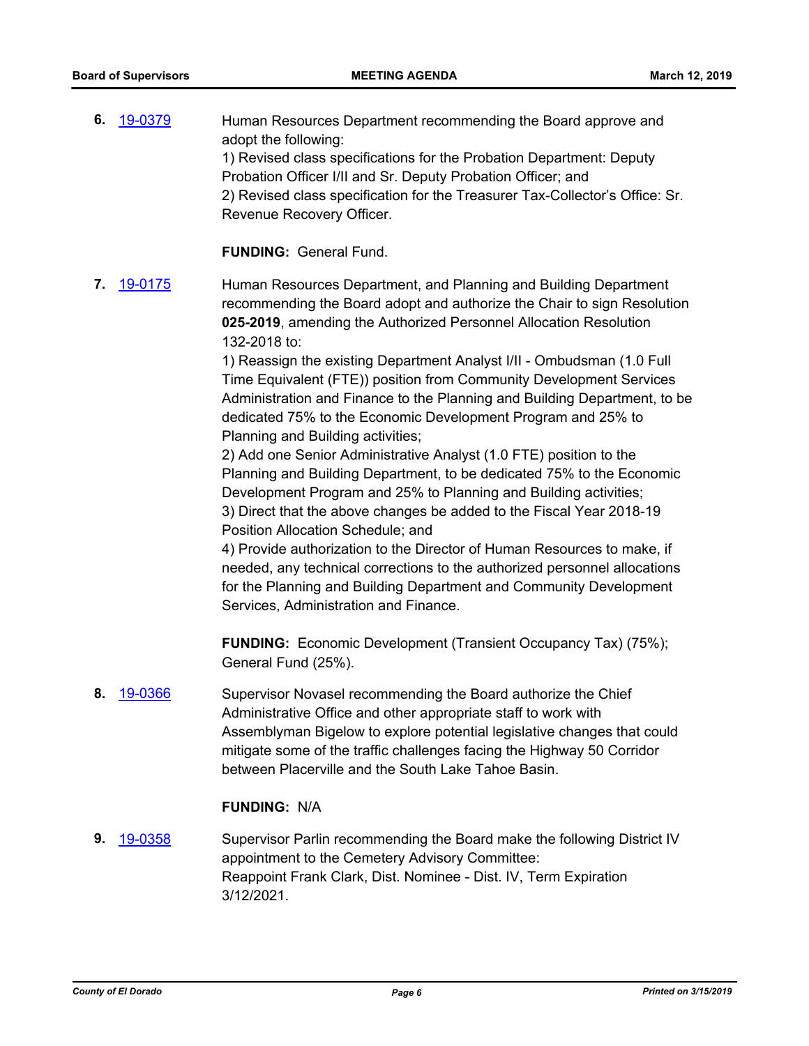**6.** 19-0379 Human Resources Department recommending the Board approve and adopt the following:
1) Revised class specifications for the Probation Department: Deputy Probation Officer I/II and Sr. Deputy Probation Officer; and
2) Revised class specification for the Treasurer Tax-Collector's Office: Sr. Revenue Recovery Officer.

**FUNDING:** General Fund.

**7.** 19-0175 Human Resources Department, and Planning and Building Department recommending the Board adopt and authorize the Chair to sign Resolution **025-2019**, amending the Authorized Personnel Allocation Resolution 132-2018 to:
1) Reassign the existing Department Analyst I/II - Ombudsman (1.0 Full Time Equivalent (FTE)) position from Community Development Services Administration and Finance to the Planning and Building Department, to be dedicated 75% to the Economic Development Program and 25% to Planning and Building activities;
2) Add one Senior Administrative Analyst (1.0 FTE) position to the Planning and Building Department, to be dedicated 75% to the Economic Development Program and 25% to Planning and Building activities;
3) Direct that the above changes be added to the Fiscal Year 2018-19 Position Allocation Schedule; and
4) Provide authorization to the Director of Human Resources to make, if needed, any technical corrections to the authorized personnel allocations for the Planning and Building Department and Community Development Services, Administration and Finance.

**FUNDING:** Economic Development (Transient Occupancy Tax) (75%); General Fund (25%).

**8.** 19-0366 Supervisor Novasel recommending the Board authorize the Chief Administrative Office and other appropriate staff to work with Assemblyman Bigelow to explore potential legislative changes that could mitigate some of the traffic challenges facing the Highway 50 Corridor between Placerville and the South Lake Tahoe Basin.

**FUNDING:** N/A

**9.** 19-0358 Supervisor Parlin recommending the Board make the following District IV appointment to the Cemetery Advisory Committee:
Reappoint Frank Clark, Dist. Nominee - Dist. IV, Term Expiration 3/12/2021.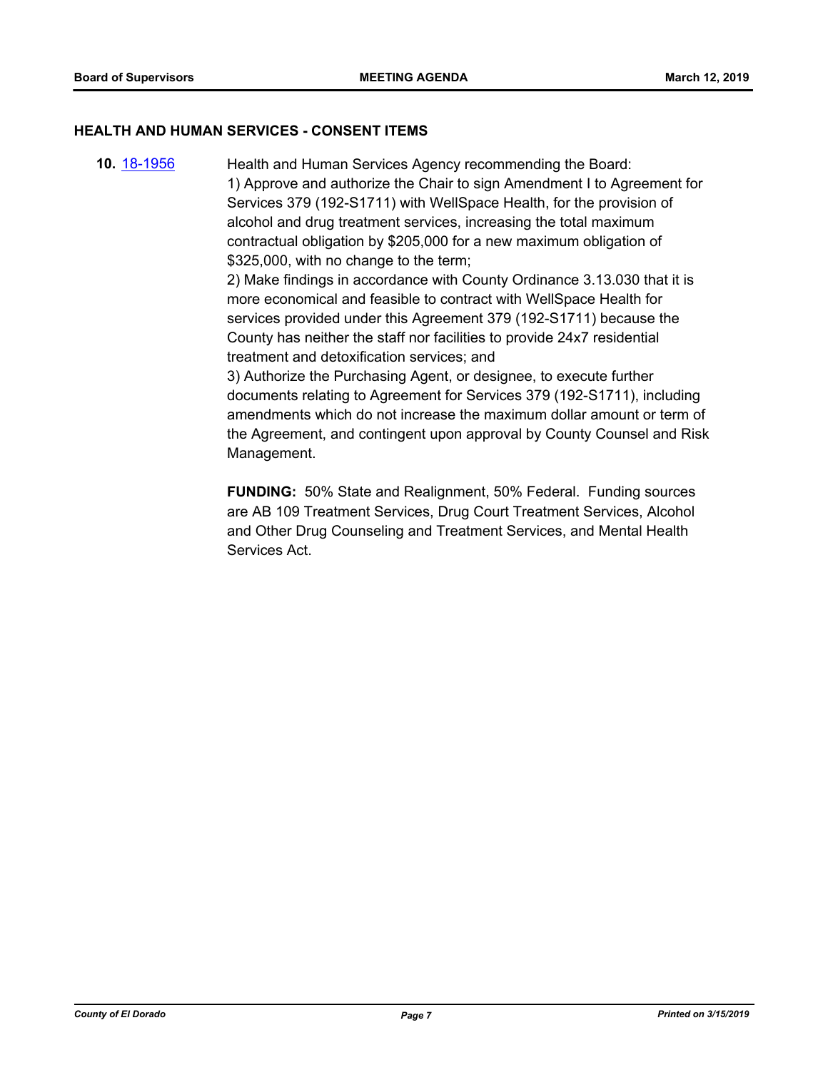## HEALTH AND HUMAN SERVICES - CONSENT ITEMS

**10.** 18-1956 Health and Human Services Agency recommending the Board:

1) Approve and authorize the Chair to sign Amendment I to Agreement for Services 379 (192-S1711) with WellSpace Health, for the provision of alcohol and drug treatment services, increasing the total maximum contractual obligation by $205,000 for a new maximum obligation of $325,000, with no change to the term;

2) Make findings in accordance with County Ordinance 3.13.030 that it is more economical and feasible to contract with WellSpace Health for services provided under this Agreement 379 (192-S1711) because the County has neither the staff nor facilities to provide 24x7 residential treatment and detoxification services; and

3) Authorize the Purchasing Agent, or designee, to execute further documents relating to Agreement for Services 379 (192-S1711), including amendments which do not increase the maximum dollar amount or term of the Agreement, and contingent upon approval by County Counsel and Risk Management.

**FUNDING:** 50% State and Realignment, 50% Federal. Funding sources are AB 109 Treatment Services, Drug Court Treatment Services, Alcohol and Other Drug Counseling and Treatment Services, and Mental Health Services Act.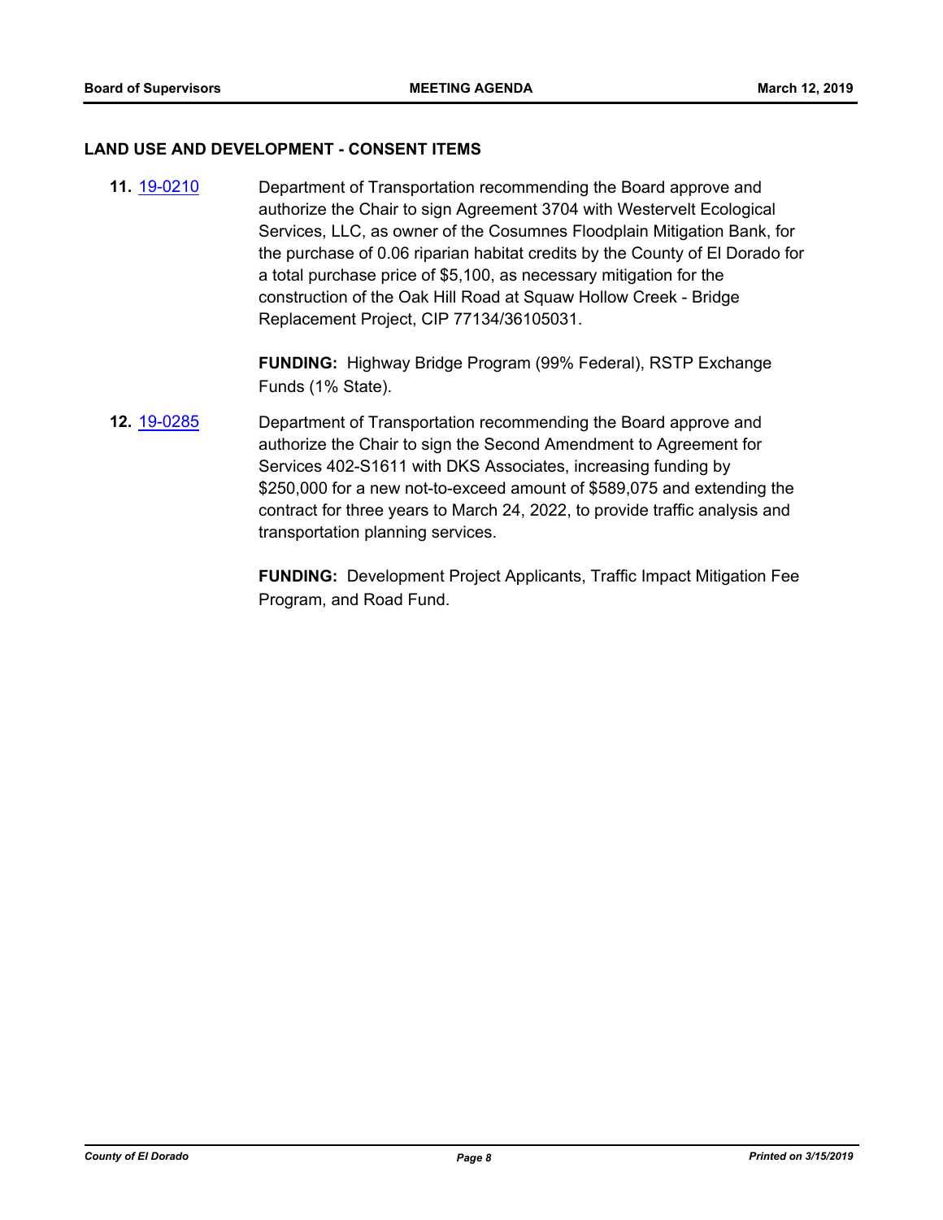## LAND USE AND DEVELOPMENT - CONSENT ITEMS

**11.** [19-0210](19-0210)

Department of Transportation recommending the Board approve and authorize the Chair to sign Agreement 3704 with Westervelt Ecological Services, LLC, as owner of the Cosumnes Floodplain Mitigation Bank, for the purchase of 0.06 riparian habitat credits by the County of El Dorado for a total purchase price of $5,100, as necessary mitigation for the construction of the Oak Hill Road at Squaw Hollow Creek - Bridge Replacement Project, CIP 77134/36105031.

**FUNDING:** Highway Bridge Program (99% Federal), RSTP Exchange Funds (1% State).

**12.** [19-0285](19-0285)

Department of Transportation recommending the Board approve and authorize the Chair to sign the Second Amendment to Agreement for Services 402-S1611 with DKS Associates, increasing funding by $250,000 for a new not-to-exceed amount of $589,075 and extending the contract for three years to March 24, 2022, to provide traffic analysis and transportation planning services.

**FUNDING:** Development Project Applicants, Traffic Impact Mitigation Fee Program, and Road Fund.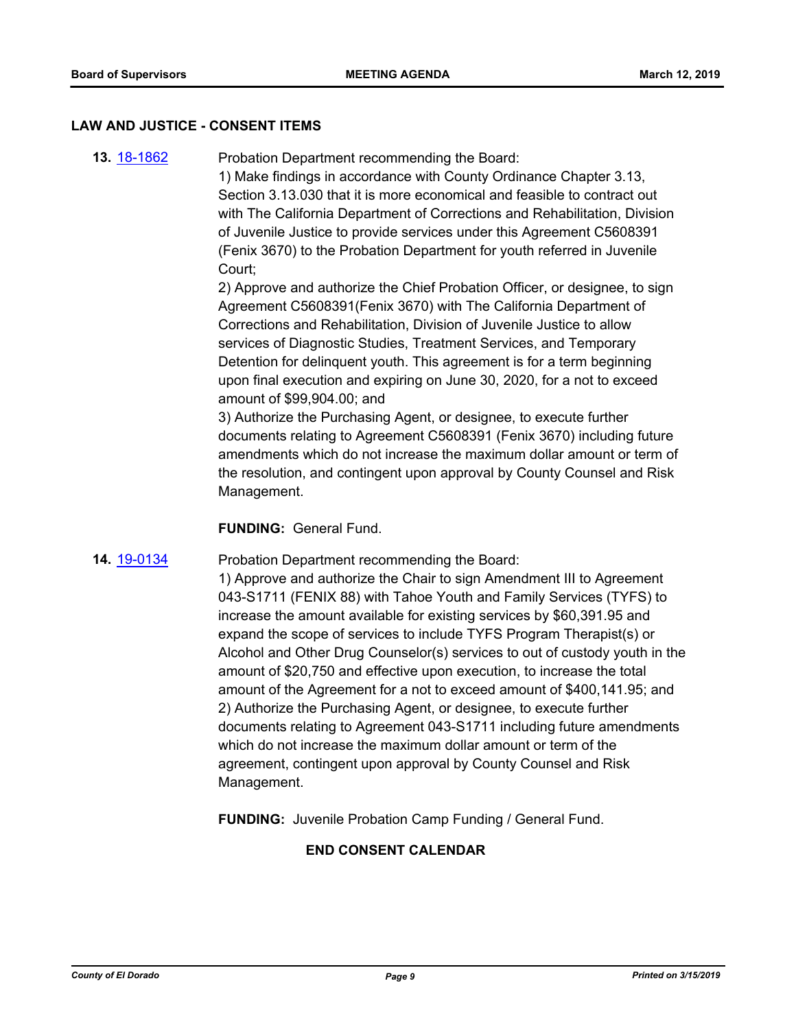## LAW AND JUSTICE - CONSENT ITEMS

**13.** 18-1862

Probation Department recommending the Board:
1) Make findings in accordance with County Ordinance Chapter 3.13, Section 3.13.030 that it is more economical and feasible to contract out with The California Department of Corrections and Rehabilitation, Division of Juvenile Justice to provide services under this Agreement C5608391 (Fenix 3670) to the Probation Department for youth referred in Juvenile Court;
2) Approve and authorize the Chief Probation Officer, or designee, to sign Agreement C5608391(Fenix 3670) with The California Department of Corrections and Rehabilitation, Division of Juvenile Justice to allow services of Diagnostic Studies, Treatment Services, and Temporary Detention for delinquent youth. This agreement is for a term beginning upon final execution and expiring on June 30, 2020, for a not to exceed amount of $99,904.00; and
3) Authorize the Purchasing Agent, or designee, to execute further documents relating to Agreement C5608391 (Fenix 3670) including future amendments which do not increase the maximum dollar amount or term of the resolution, and contingent upon approval by County Counsel and Risk Management.

**FUNDING:** General Fund.

**14.** 19-0134

Probation Department recommending the Board:
1) Approve and authorize the Chair to sign Amendment III to Agreement 043-S1711 (FENIX 88) with Tahoe Youth and Family Services (TYFS) to increase the amount available for existing services by $60,391.95 and expand the scope of services to include TYFS Program Therapist(s) or Alcohol and Other Drug Counselor(s) services to out of custody youth in the amount of $20,750 and effective upon execution, to increase the total amount of the Agreement for a not to exceed amount of $400,141.95; and
2) Authorize the Purchasing Agent, or designee, to execute further documents relating to Agreement 043-S1711 including future amendments which do not increase the maximum dollar amount or term of the agreement, contingent upon approval by County Counsel and Risk Management.

**FUNDING:** Juvenile Probation Camp Funding / General Fund.

**END CONSENT CALENDAR**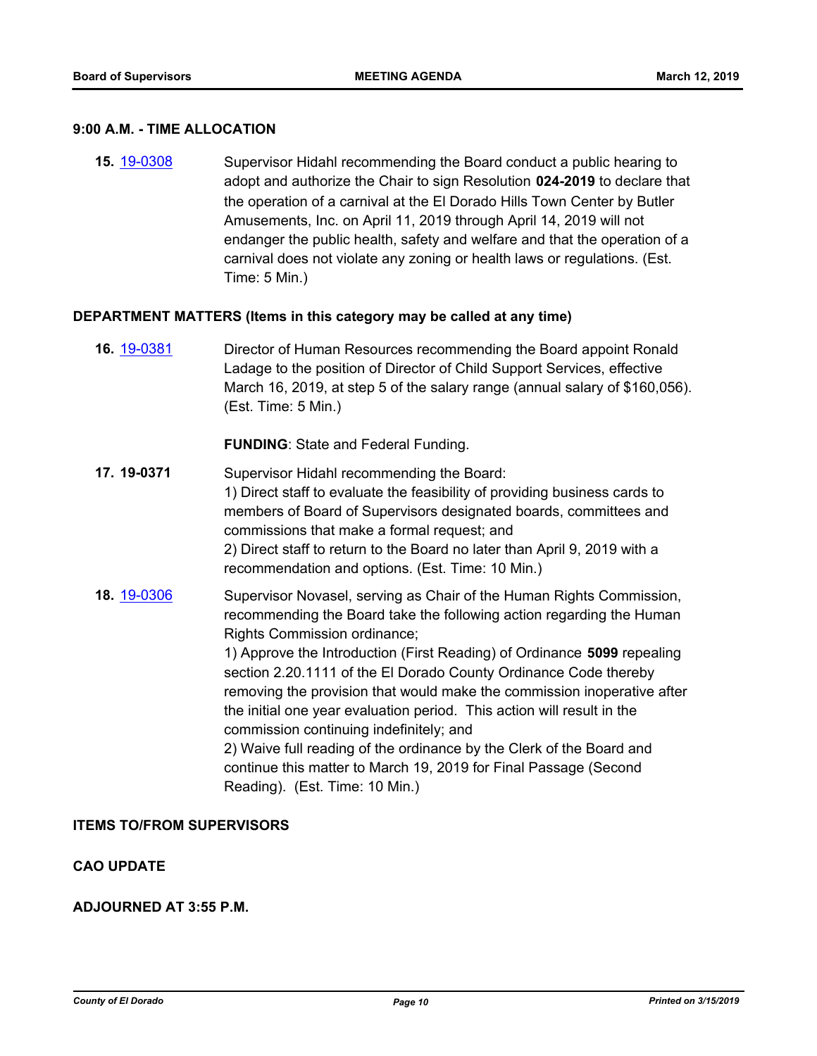**9:00 A.M. - TIME ALLOCATION**

**15.** [19-0308](#) Supervisor Hidahl recommending the Board conduct a public hearing to adopt and authorize the Chair to sign Resolution **024-2019** to declare that the operation of a carnival at the El Dorado Hills Town Center by Butler Amusements, Inc. on April 11, 2019 through April 14, 2019 will not endanger the public health, safety and welfare and that the operation of a carnival does not violate any zoning or health laws or regulations. (Est. Time: 5 Min.)

**DEPARTMENT MATTERS (Items in this category may be called at any time)**

**16.** [19-0381](#) Director of Human Resources recommending the Board appoint Ronald Ladage to the position of Director of Child Support Services, effective March 16, 2019, at step 5 of the salary range (annual salary of $160,056). (Est. Time: 5 Min.)

**FUNDING**: State and Federal Funding.

**17. 19-0371** Supervisor Hidahl recommending the Board:
1) Direct staff to evaluate the feasibility of providing business cards to members of Board of Supervisors designated boards, committees and commissions that make a formal request; and
2) Direct staff to return to the Board no later than April 9, 2019 with a recommendation and options. (Est. Time: 10 Min.)

**18.** [19-0306](#) Supervisor Novasel, serving as Chair of the Human Rights Commission, recommending the Board take the following action regarding the Human Rights Commission ordinance;
1) Approve the Introduction (First Reading) of Ordinance **5099** repealing section 2.20.1111 of the El Dorado County Ordinance Code thereby removing the provision that would make the commission inoperative after the initial one year evaluation period. This action will result in the commission continuing indefinitely; and
2) Waive full reading of the ordinance by the Clerk of the Board and continue this matter to March 19, 2019 for Final Passage (Second Reading). (Est. Time: 10 Min.)

**ITEMS TO/FROM SUPERVISORS**

**CAO UPDATE**

**ADJOURNED AT 3:55 P.M.**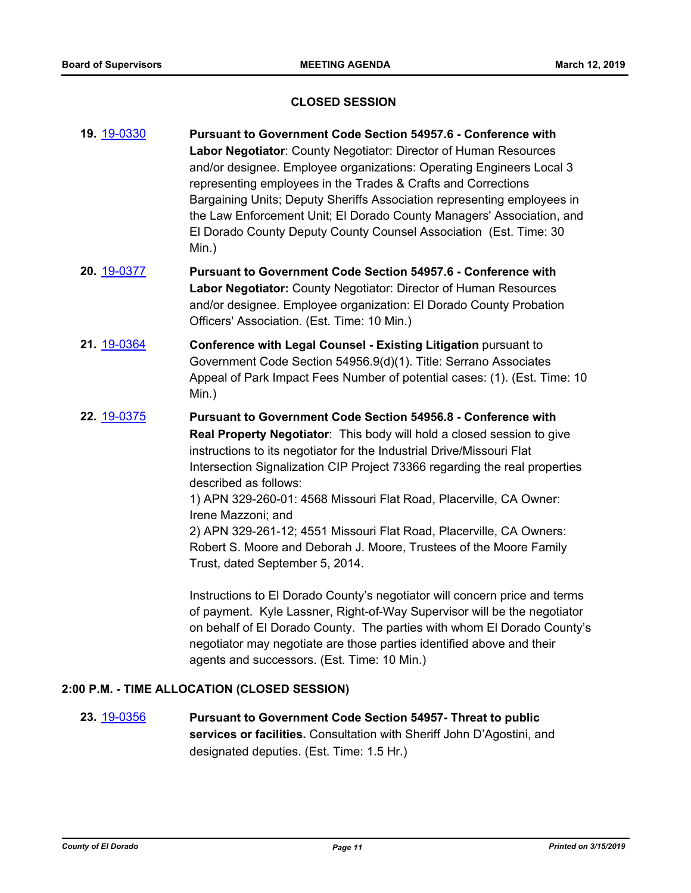## CLOSED SESSION

**19.** 19-0330 **Pursuant to Government Code Section 54957.6 - Conference with Labor Negotiator**: County Negotiator: Director of Human Resources and/or designee. Employee organizations: Operating Engineers Local 3 representing employees in the Trades & Crafts and Corrections Bargaining Units; Deputy Sheriffs Association representing employees in the Law Enforcement Unit; El Dorado County Managers' Association, and El Dorado County Deputy County Counsel Association (Est. Time: 30 Min.)

**20.** 19-0377 **Pursuant to Government Code Section 54957.6 - Conference with Labor Negotiator:** County Negotiator: Director of Human Resources and/or designee. Employee organization: El Dorado County Probation Officers' Association. (Est. Time: 10 Min.)

**21.** 19-0364 **Conference with Legal Counsel - Existing Litigation** pursuant to Government Code Section 54956.9(d)(1). Title: Serrano Associates Appeal of Park Impact Fees Number of potential cases: (1). (Est. Time: 10 Min.)

**22.** 19-0375 **Pursuant to Government Code Section 54956.8 - Conference with Real Property Negotiator**: This body will hold a closed session to give instructions to its negotiator for the Industrial Drive/Missouri Flat Intersection Signalization CIP Project 73366 regarding the real properties described as follows:
1) APN 329-260-01: 4568 Missouri Flat Road, Placerville, CA Owner: Irene Mazzoni; and
2) APN 329-261-12; 4551 Missouri Flat Road, Placerville, CA Owners: Robert S. Moore and Deborah J. Moore, Trustees of the Moore Family Trust, dated September 5, 2014.

Instructions to El Dorado County's negotiator will concern price and terms of payment. Kyle Lassner, Right-of-Way Supervisor will be the negotiator on behalf of El Dorado County. The parties with whom El Dorado County's negotiator may negotiate are those parties identified above and their agents and successors. (Est. Time: 10 Min.)

### 2:00 P.M. - TIME ALLOCATION (CLOSED SESSION)

**23.** 19-0356 **Pursuant to Government Code Section 54957- Threat to public services or facilities.** Consultation with Sheriff John D'Agostini, and designated deputies. (Est. Time: 1.5 Hr.)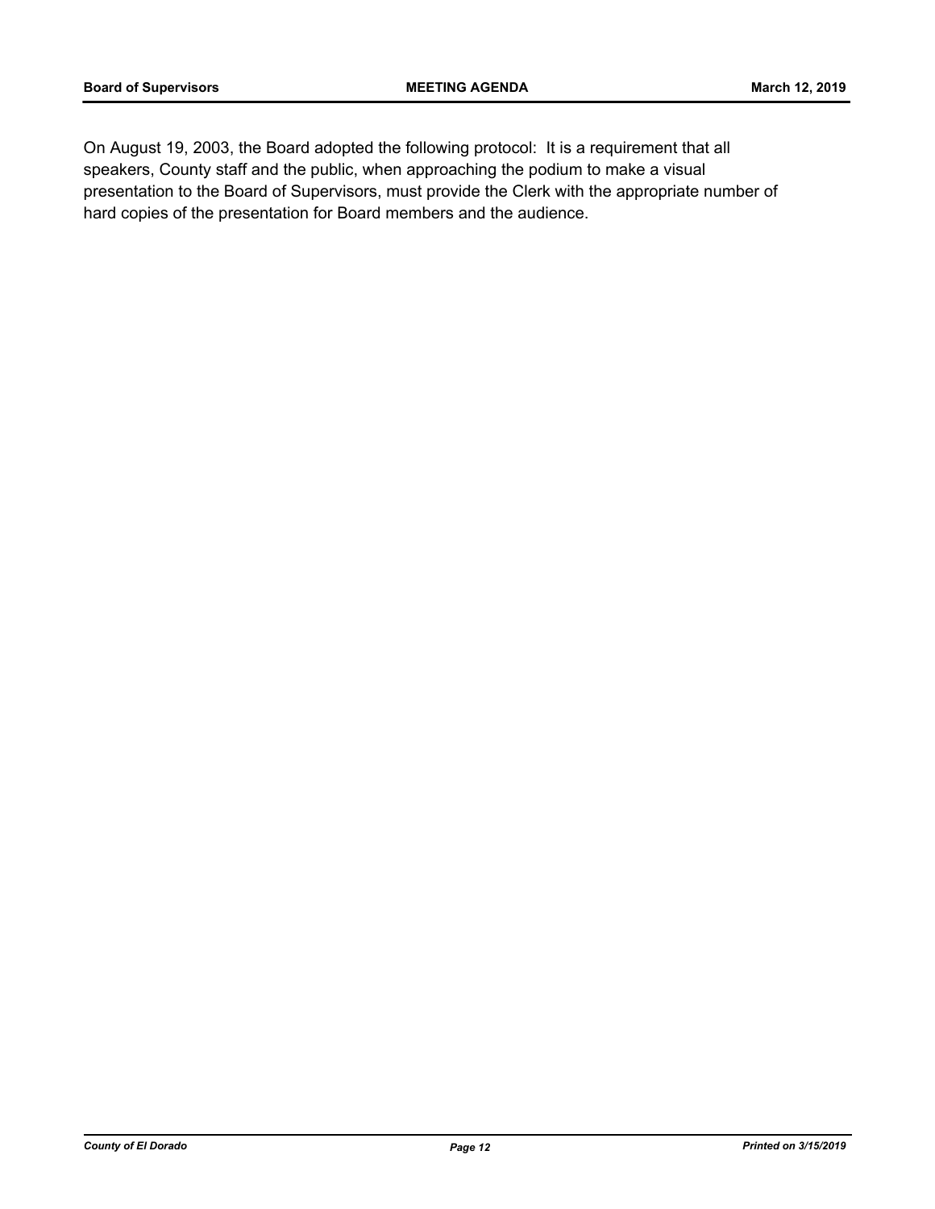On August 19, 2003, the Board adopted the following protocol: It is a requirement that all speakers, County staff and the public, when approaching the podium to make a visual presentation to the Board of Supervisors, must provide the Clerk with the appropriate number of hard copies of the presentation for Board members and the audience.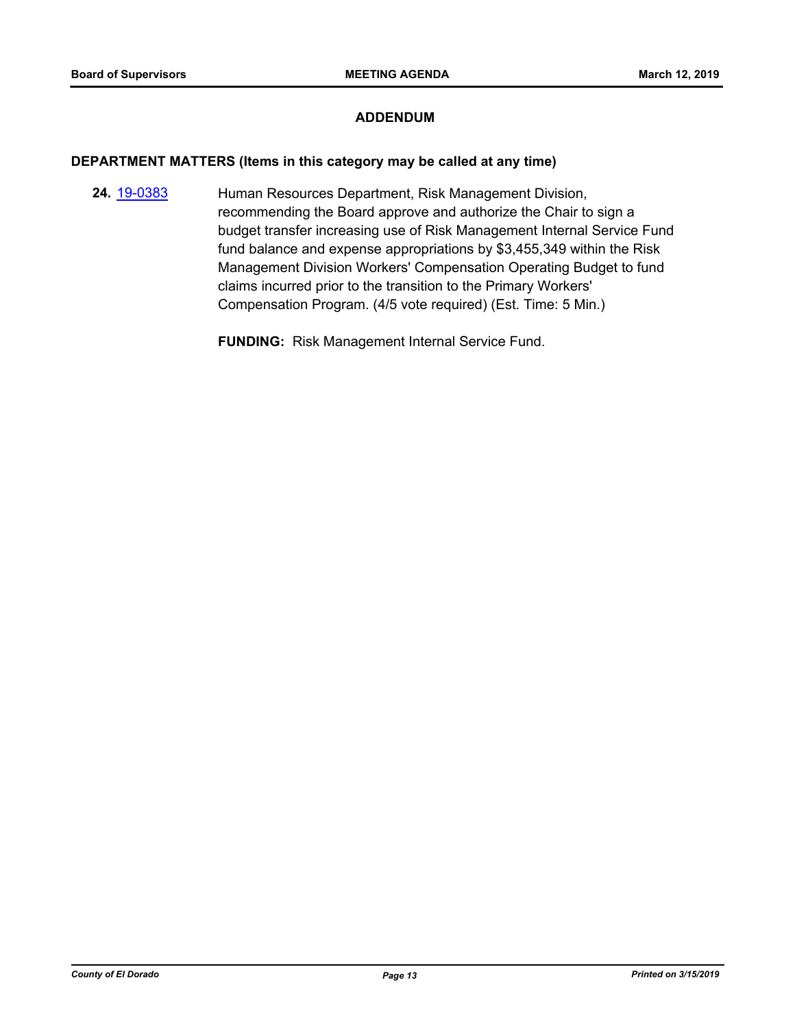## ADDENDUM

### DEPARTMENT MATTERS (Items in this category may be called at any time)

**24.** 19-0383 Human Resources Department, Risk Management Division, recommending the Board approve and authorize the Chair to sign a budget transfer increasing use of Risk Management Internal Service Fund fund balance and expense appropriations by $3,455,349 within the Risk Management Division Workers' Compensation Operating Budget to fund claims incurred prior to the transition to the Primary Workers' Compensation Program. (4/5 vote required) (Est. Time: 5 Min.)

**FUNDING:** Risk Management Internal Service Fund.